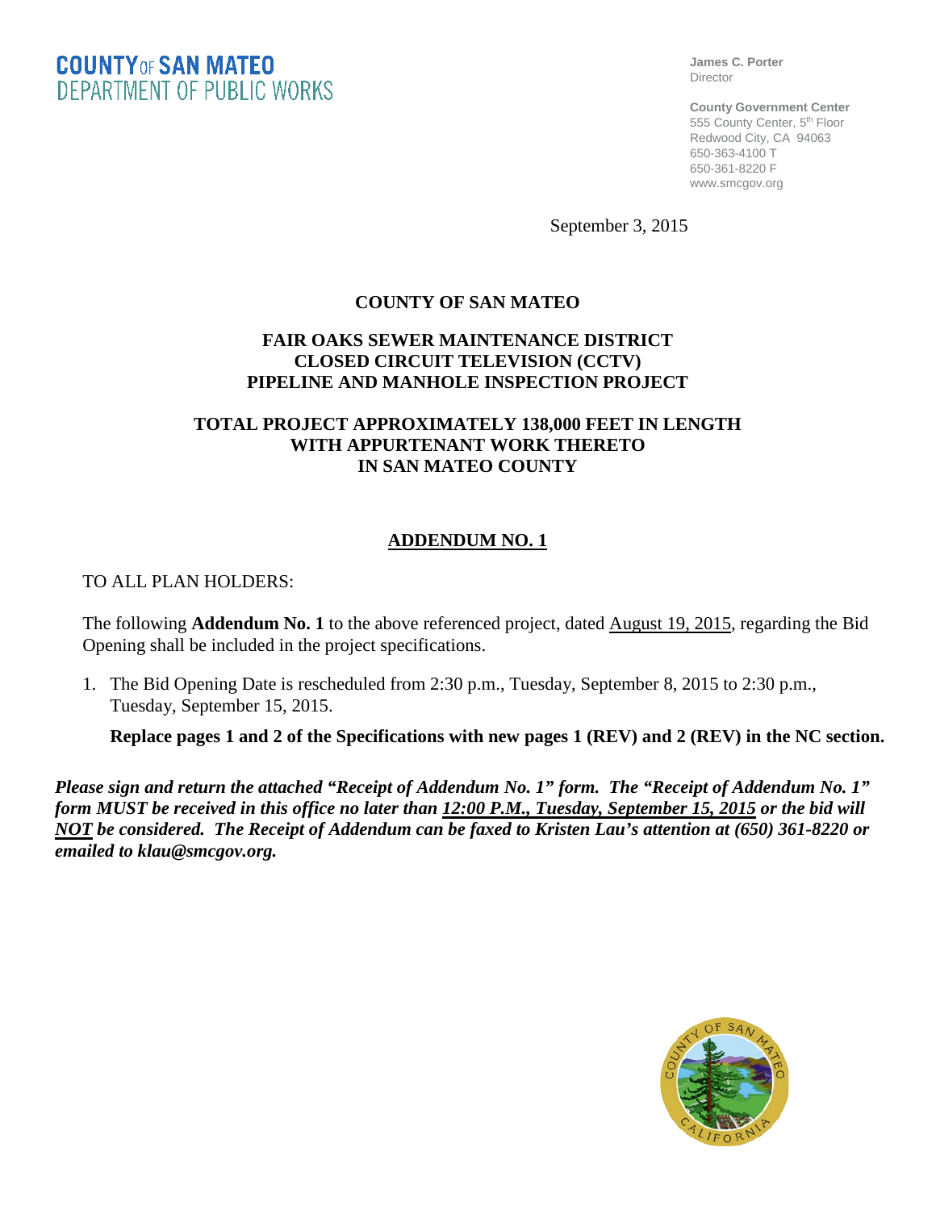**COUNTY OF SAN MATEO**
**DEPARTMENT OF PUBLIC WORKS**

**James C. Porter**
Director

**County Government Center**
555 County Center, 5th Floor
Redwood City, CA 94063
650-363-4100 T
650-361-8220 F
www.smcgov.org

September 3, 2015

# COUNTY OF SAN MATEO

## FAIR OAKS SEWER MAINTENANCE DISTRICT CLOSED CIRCUIT TELEVISION (CCTV) PIPELINE AND MANHOLE INSPECTION PROJECT

## TOTAL PROJECT APPROXIMATELY 138,000 FEET IN LENGTH WITH APPURTENANT WORK THERETO IN SAN MATEO COUNTY

## ADDENDUM NO. 1

TO ALL PLAN HOLDERS:

The following **Addendum No. 1** to the above referenced project, dated August 19, 2015, regarding the Bid Opening shall be included in the project specifications.

1. The Bid Opening Date is rescheduled from 2:30 p.m., Tuesday, September 8, 2015 to 2:30 p.m., Tuesday, September 15, 2015.

   **Replace pages 1 and 2 of the Specifications with new pages 1 (REV) and 2 (REV) in the NC section.**

***Please sign and return the attached "Receipt of Addendum No. 1" form. The "Receipt of Addendum No. 1" form MUST be received in this office no later than 12:00 P.M., Tuesday, September 15, 2015 or the bid will NOT be considered. The Receipt of Addendum can be faxed to Kristen Lau's attention at (650) 361-8220 or emailed to klau@smcgov.org.***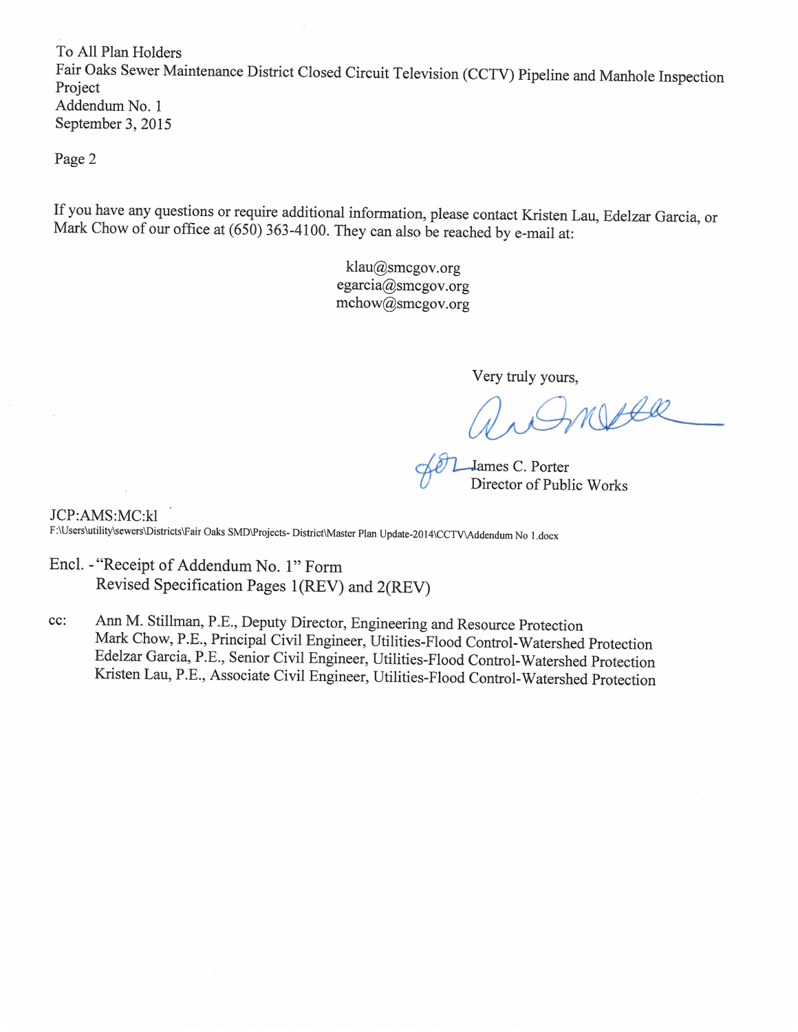To All Plan Holders
Fair Oaks Sewer Maintenance District Closed Circuit Television (CCTV) Pipeline and Manhole Inspection Project
Addendum No. 1
September 3, 2015

Page 2

If you have any questions or require additional information, please contact Kristen Lau, Edelzar Garcia, or Mark Chow of our office at (650) 363-4100. They can also be reached by e-mail at:

klau@smcgov.org
egarcia@smcgov.org
mchow@smcgov.org

Very truly yours,

for James C. Porter
Director of Public Works

JCP:AMS:MC:kl
F:\Users\utility\sewers\Districts\Fair Oaks SMD\Projects- District\Master Plan Update-2014\CCTV\Addendum No 1.docx

Encl. - "Receipt of Addendum No. 1" Form
Revised Specification Pages 1(REV) and 2(REV)

cc: Ann M. Stillman, P.E., Deputy Director, Engineering and Resource Protection
Mark Chow, P.E., Principal Civil Engineer, Utilities-Flood Control-Watershed Protection
Edelzar Garcia, P.E., Senior Civil Engineer, Utilities-Flood Control-Watershed Protection
Kristen Lau, P.E., Associate Civil Engineer, Utilities-Flood Control-Watershed Protection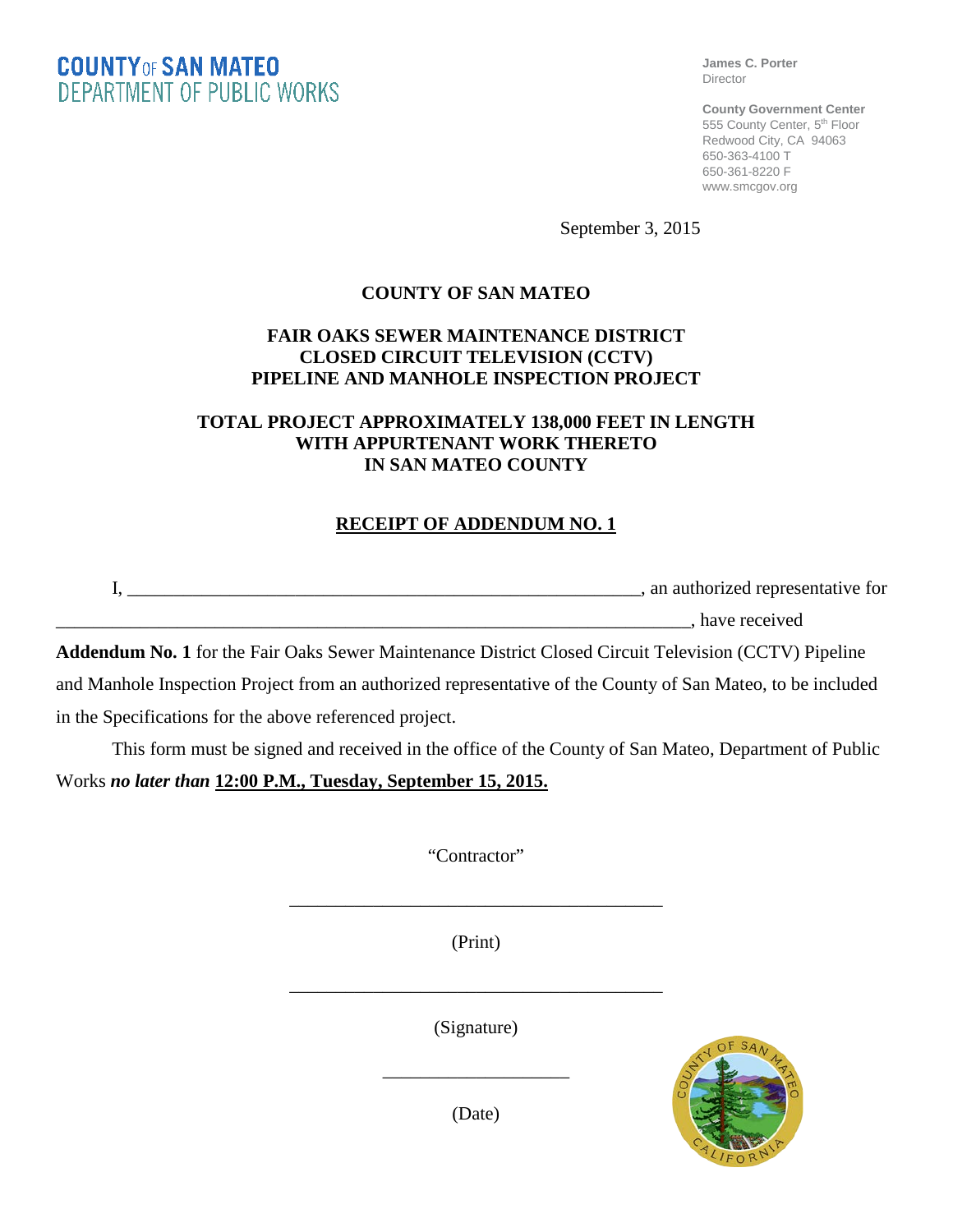**COUNTY OF SAN MATEO**
**DEPARTMENT OF PUBLIC WORKS**

**James C. Porter**
Director

**County Government Center**
555 County Center, 5th Floor
Redwood City, CA 94063
650-363-4100 T
650-361-8220 F
www.smcgov.org

September 3, 2015

**COUNTY OF SAN MATEO**

**FAIR OAKS SEWER MAINTENANCE DISTRICT**
**CLOSED CIRCUIT TELEVISION (CCTV)**
**PIPELINE AND MANHOLE INSPECTION PROJECT**

**TOTAL PROJECT APPROXIMATELY 138,000 FEET IN LENGTH**
**WITH APPURTENANT WORK THERETO**
**IN SAN MATEO COUNTY**

**RECEIPT OF ADDENDUM NO. 1**

I, ________________________________________________________, an authorized representative for ________________________________________________________________, have received **Addendum No. 1** for the Fair Oaks Sewer Maintenance District Closed Circuit Television (CCTV) Pipeline and Manhole Inspection Project from an authorized representative of the County of San Mateo, to be included in the Specifications for the above referenced project.

This form must be signed and received in the office of the County of San Mateo, Department of Public Works ***no later than*** **12:00 P.M., Tuesday, September 15, 2015.**

"Contractor"

______________________________________

(Print)

______________________________________

(Signature)

____________________

(Date)

COUNTY OF SAN MATEO CALIFORNIA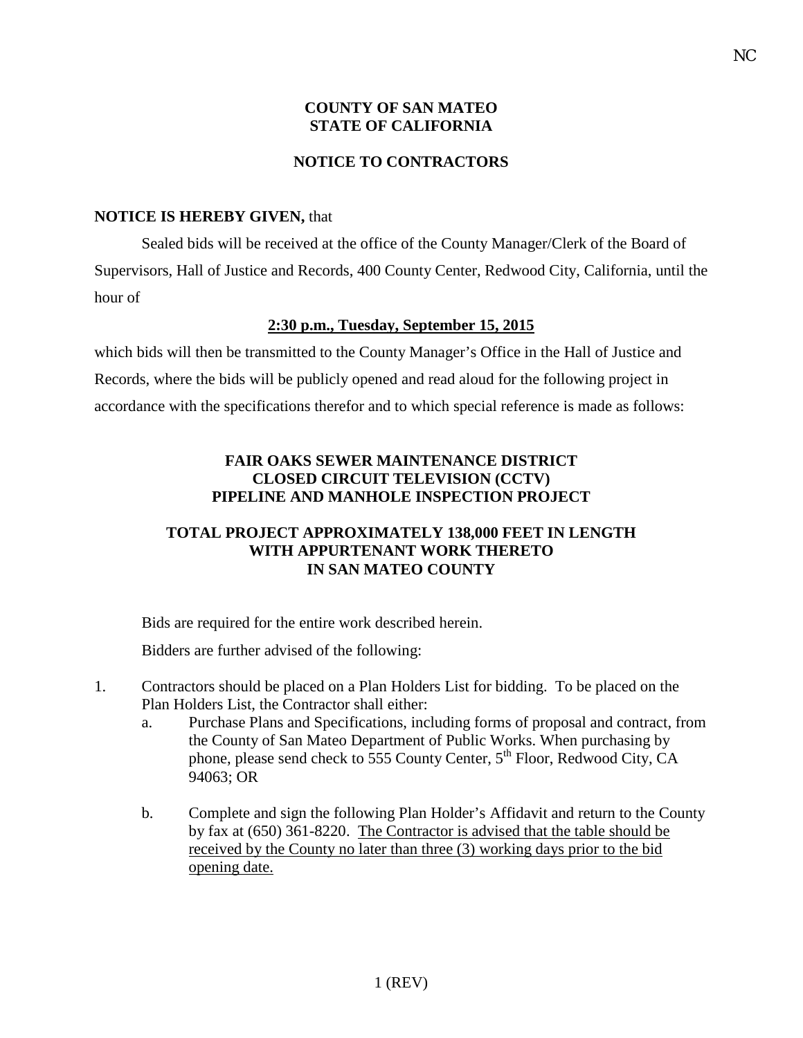**COUNTY OF SAN MATEO**
**STATE OF CALIFORNIA**

**NOTICE TO CONTRACTORS**

**NOTICE IS HEREBY GIVEN,** that

Sealed bids will be received at the office of the County Manager/Clerk of the Board of Supervisors, Hall of Justice and Records, 400 County Center, Redwood City, California, until the hour of

**2:30 p.m., Tuesday, September 15, 2015**

which bids will then be transmitted to the County Manager's Office in the Hall of Justice and Records, where the bids will be publicly opened and read aloud for the following project in accordance with the specifications therefor and to which special reference is made as follows:

**FAIR OAKS SEWER MAINTENANCE DISTRICT**
**CLOSED CIRCUIT TELEVISION (CCTV)**
**PIPELINE AND MANHOLE INSPECTION PROJECT**

**TOTAL PROJECT APPROXIMATELY 138,000 FEET IN LENGTH**
**WITH APPURTENANT WORK THERETO**
**IN SAN MATEO COUNTY**

Bids are required for the entire work described herein.

Bidders are further advised of the following:

1. Contractors should be placed on a Plan Holders List for bidding. To be placed on the Plan Holders List, the Contractor shall either:
   a. Purchase Plans and Specifications, including forms of proposal and contract, from the County of San Mateo Department of Public Works. When purchasing by phone, please send check to 555 County Center, 5th Floor, Redwood City, CA 94063; OR

   b. Complete and sign the following Plan Holder's Affidavit and return to the County by fax at (650) 361-8220. The Contractor is advised that the table should be received by the County no later than three (3) working days prior to the bid opening date.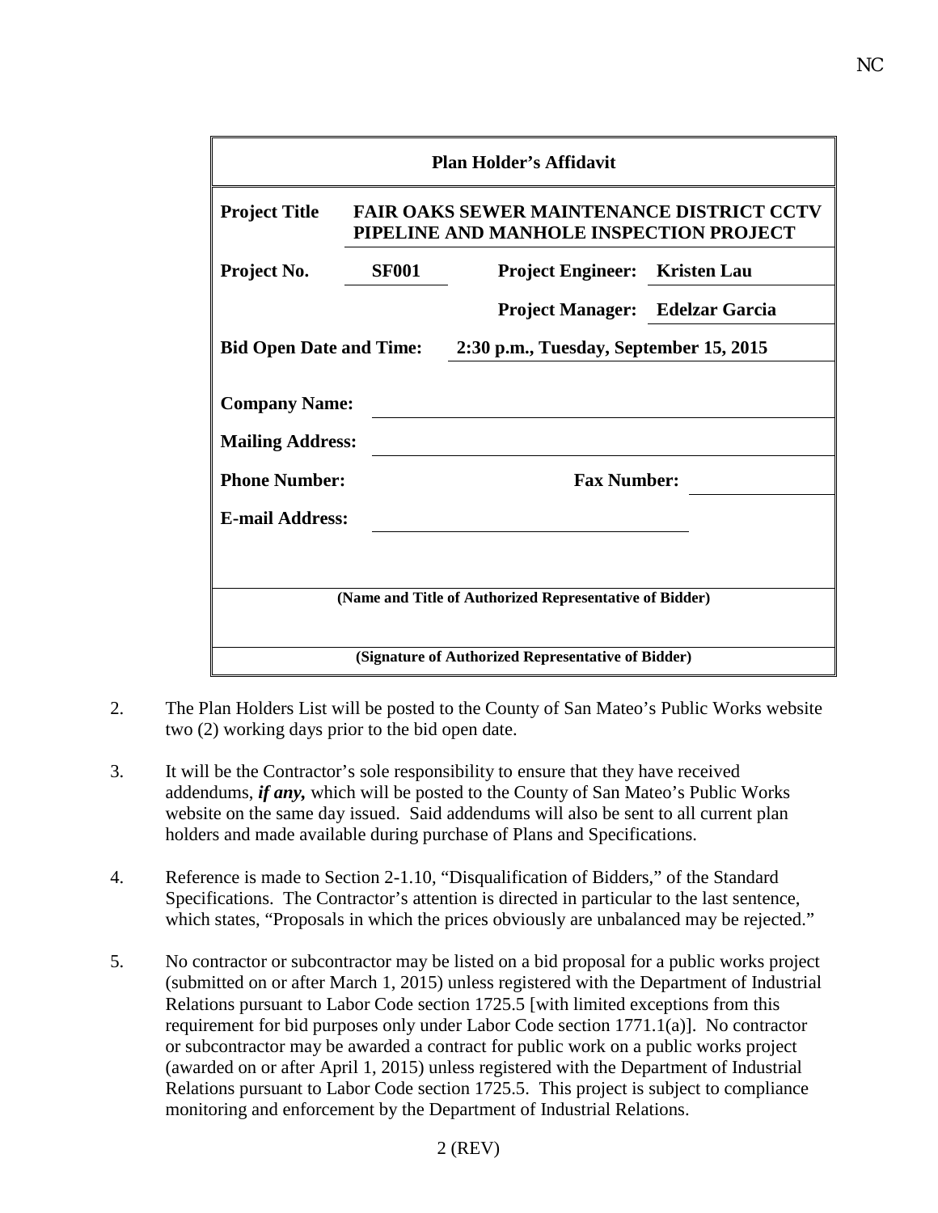NC

| **Plan Holder's Affidavit** | | | |
|---|---|---|---|
| **Project Title** | **FAIR OAKS SEWER MAINTENANCE DISTRICT CCTV PIPELINE AND MANHOLE INSPECTION PROJECT** | | |
| **Project No.** | **SF001** | **Project Engineer:** | **Kristen Lau** |
| | | **Project Manager:** | **Edelzar Garcia** |
| **Bid Open Date and Time:** | **2:30 p.m., Tuesday, September 15, 2015** | | |
| **Company Name:** | | | |
| **Mailing Address:** | | | |
| **Phone Number:** | | **Fax Number:** | |
| **E-mail Address:** | | | |
| **(Name and Title of Authorized Representative of Bidder)** | | | |
| **(Signature of Authorized Representative of Bidder)** | | | |

2. The Plan Holders List will be posted to the County of San Mateo's Public Works website two (2) working days prior to the bid open date.

3. It will be the Contractor's sole responsibility to ensure that they have received addendums, ***if any,*** which will be posted to the County of San Mateo's Public Works website on the same day issued. Said addendums will also be sent to all current plan holders and made available during purchase of Plans and Specifications.

4. Reference is made to Section 2-1.10, "Disqualification of Bidders," of the Standard Specifications. The Contractor's attention is directed in particular to the last sentence, which states, "Proposals in which the prices obviously are unbalanced may be rejected."

5. No contractor or subcontractor may be listed on a bid proposal for a public works project (submitted on or after March 1, 2015) unless registered with the Department of Industrial Relations pursuant to Labor Code section 1725.5 [with limited exceptions from this requirement for bid purposes only under Labor Code section 1771.1(a)]. No contractor or subcontractor may be awarded a contract for public work on a public works project (awarded on or after April 1, 2015) unless registered with the Department of Industrial Relations pursuant to Labor Code section 1725.5. This project is subject to compliance monitoring and enforcement by the Department of Industrial Relations.